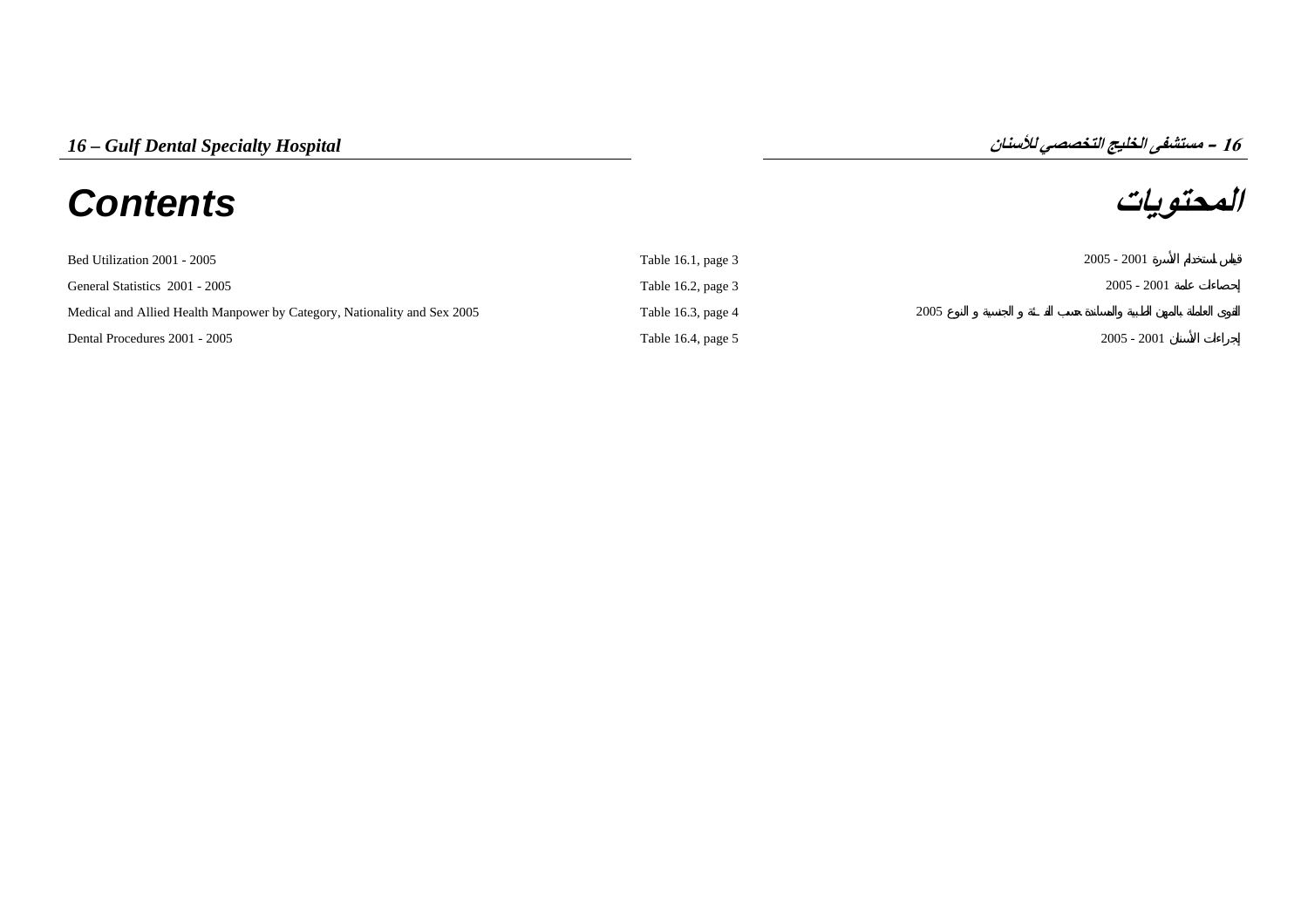# 16 – Gulf Dental Specialty Hospital

# 16 – مستشفى الخليج التخصصي للأسنان

## Contents

## المحتويات

| | | |
|---|---|---|
| Bed Utilization 2001 - 2005 | Table 16.1, page 3 | قياس استخدام الأسرة 2001 - 2005 |
| General Statistics 2001 - 2005 | Table 16.2, page 3 | إحصاءات عامة 2001 - 2005 |
| Medical and Allied Health Manpower by Category, Nationality and Sex 2005 | Table 16.3, page 4 | القوى العاملة بالمهن الطبية والمساندة حسب الفئة و الجنسية و النوع 2005 |
| Dental Procedures 2001 - 2005 | Table 16.4, page 5 | إجراءات الأسنان 2001 - 2005 |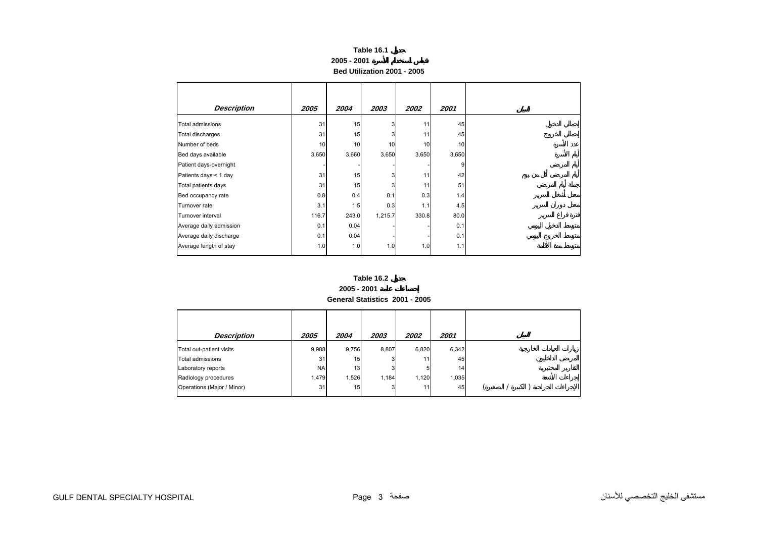# Table 16.1 جدول

## 2005 - 2001 قياس استخدام الأسرة

## Bed Utilization 2001 - 2005

| Description | 2005 | 2004 | 2003 | 2002 | 2001 | البيان |
|---|---|---|---|---|---|---|
| Total admissions | 31 | 15 | 3 | 11 | 45 | إجمالي الدخول |
| Total discharges | 31 | 15 | 3 | 11 | 45 | إجمالي الخروج |
| Number of beds | 10 | 10 | 10 | 10 | 10 | عدد الأسرة |
| Bed days available | 3,650 | 3,660 | 3,650 | 3,650 | 3,650 | أيام الأسرة |
| Patient days-overnight | - | - | - | - | 9 | أيام المرضى |
| Patients days < 1 day | 31 | 15 | 3 | 11 | 42 | أيام المرضى أقل من يوم |
| Total patients days | 31 | 15 | 3 | 11 | 51 | جملة أيام المرضى |
| Bed occupancy rate | 0.8 | 0.4 | 0.1 | 0.3 | 1.4 | معدل أشغال السرير |
| Turnover rate | 3.1 | 1.5 | 0.3 | 1.1 | 4.5 | معدل دوران السرير |
| Turnover interval | 116.7 | 243.0 | 1,215.7 | 330.8 | 80.0 | فترة فراغ السرير |
| Average daily admission | 0.1 | 0.04 | - | - | 0.1 | متوسط الدخول اليومي |
| Average daily discharge | 0.1 | 0.04 | - | - | 0.1 | متوسط الخروج اليومي |
| Average length of stay | 1.0 | 1.0 | 1.0 | 1.0 | 1.1 | متوسط مدة الاقامة |

# Table 16.2 جدول

## 2005 - 2001 إحصاءات عامة

## General Statistics 2001 - 2005

| Description | 2005 | 2004 | 2003 | 2002 | 2001 | البيان |
|---|---|---|---|---|---|---|
| Total out-patient visits | 9,988 | 9,756 | 8,807 | 6,820 | 6,342 | زيارات العيادات الخارجية |
| Total admissions | 31 | 15 | 3 | 11 | 45 | المرضى الداخليين |
| Laboratory reports | NA | 13 | 3 | 5 | 14 | التقارير المختبرية |
| Radiology procedures | 1,479 | 1,526 | 1,184 | 1,120 | 1,035 | إجراءات الأشعة |
| Operations (Major / Minor) | 31 | 15 | 3 | 11 | 45 | الإجراءات الجراحية ( الكبيرة / الصغيرة) |

GULF DENTAL SPECIALTY HOSPITAL مستشفى الخليج التخصصي للأسنان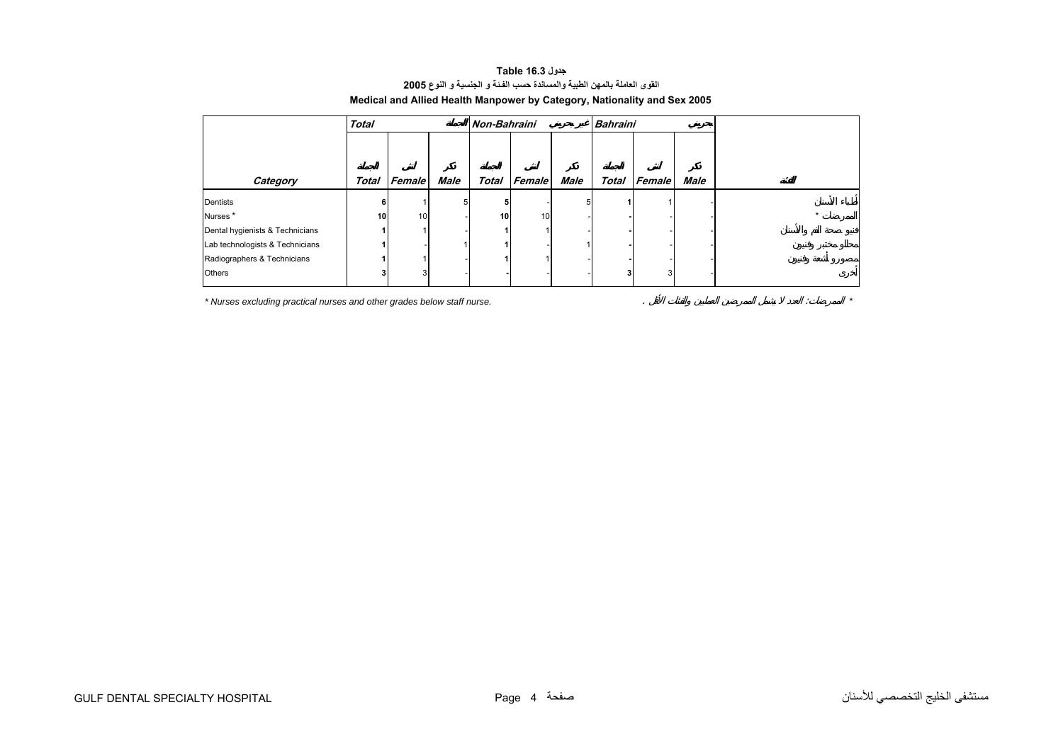**Table 16.3 جدول**

**القوى العاملة بالمهن الطبية والمساندة حسب الفئة و الجنسية و النوع 2005**

**Medical and Allied Health Manpower by Category, Nationality and Sex 2005**

| | Total | | الجملة | Non-Bahraini | | غير بحريني | Bahraini | | بحريني | |
|---|---|---|---|---|---|---|---|---|---|---|
| | الجملة | انثى | ذكر | الجملة | انثى | ذكر | الجملة | انثى | ذكر | |
| **Category** | **Total** | **Female** | **Male** | **Total** | **Female** | **Male** | **Total** | **Female** | **Male** | **الفئة** |
| Dentists | **6** | 1 | 5 | **5** | - | 5 | **1** | 1 | - | أطباء الأسنان |
| Nurses * | **10** | 10 | - | **10** | 10 | - | **-** | - | - | الممرضات * |
| Dental hygienists & Technicians | **1** | 1 | - | **1** | 1 | - | **-** | - | - | فنيو صحة الفم والأسنان |
| Lab technologists & Technicians | **1** | - | 1 | **1** | - | 1 | **-** | - | - | محللو مختبر وفنيون |
| Radiographers & Technicians | **1** | 1 | - | **1** | 1 | - | **-** | - | - | مصورو أشعة وفنيون |
| Others | **3** | 3 | - | **-** | - | - | **3** | 3 | - | أخرى |

*\* Nurses excluding practical nurses and other grades below staff nurse.*

\* الممرضات: العدد لا يشمل الممرضين العمليين والفئات الأقل .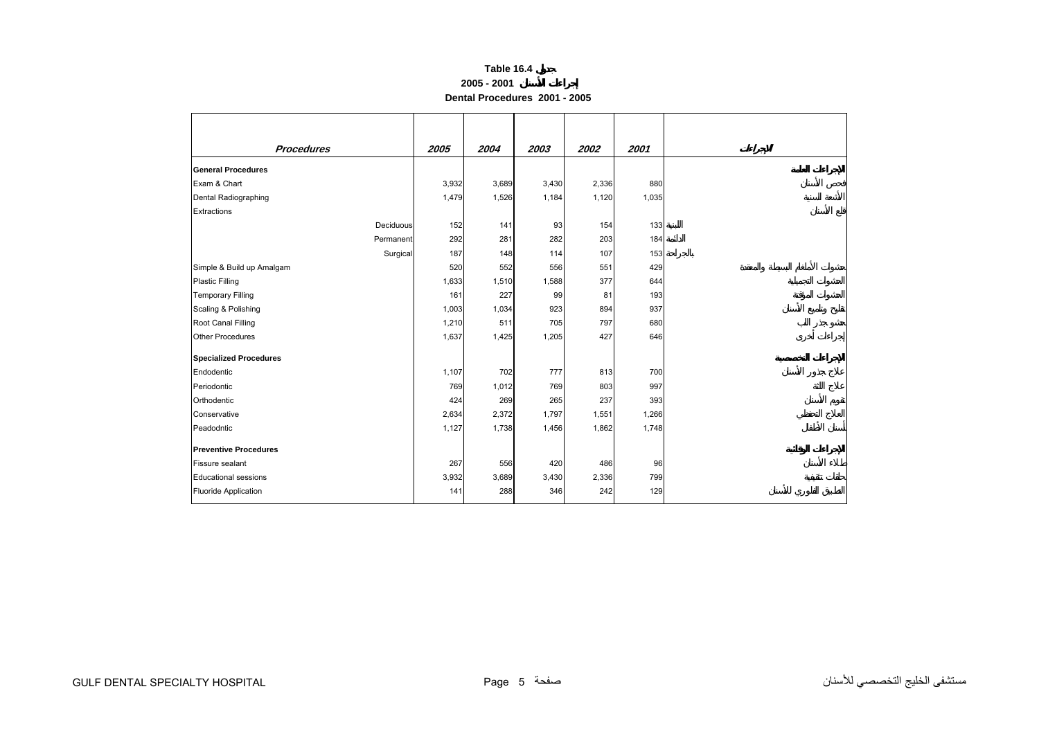# Table 16.4 جدول

## إجراءات الأسنان 2001 - 2005

## Dental Procedures 2001 - 2005

| Procedures | | 2005 | 2004 | 2003 | 2002 | 2001 | الإجراءات | |
|---|---|---|---|---|---|---|---|---|
| **General Procedures** | | | | | | | | **الإجراءات العامة** |
| Exam & Chart | | 3,932 | 3,689 | 3,430 | 2,336 | 880 | | فحص الأسنان |
| Dental Radiographing | | 1,479 | 1,526 | 1,184 | 1,120 | 1,035 | | الأشعة السنية |
| Extractions | | | | | | | | قلع الأسنان |
| | Deciduous | 152 | 141 | 93 | 154 | 133 | اللبنية | |
| | Permanent | 292 | 281 | 282 | 203 | 184 | الدائمة | |
| | Surgical | 187 | 148 | 114 | 107 | 153 | بالجراحة | |
| Simple & Build up Amalgam | | 520 | 552 | 556 | 551 | 429 | | حشوات الأملغم البسيطة والمعقدة |
| Plastic Filling | | 1,633 | 1,510 | 1,588 | 377 | 644 | | الحشوات التجميلية |
| Temporary Filling | | 161 | 227 | 99 | 81 | 193 | | الحشوات المؤقتة |
| Scaling & Polishing | | 1,003 | 1,034 | 923 | 894 | 937 | | تقليح وتلميع الأسنان |
| Root Canal Filling | | 1,210 | 511 | 705 | 797 | 680 | | حشو جذر اللب |
| Other Procedures | | 1,637 | 1,425 | 1,205 | 427 | 646 | | إجراءات أخرى |
| **Specialized Procedures** | | | | | | | | **الإجراءات التخصصية** |
| Endodentic | | 1,107 | 702 | 777 | 813 | 700 | | علاج جذور الأسنان |
| Periodontic | | 769 | 1,012 | 769 | 803 | 997 | | علاج اللثة |
| Orthodentic | | 424 | 269 | 265 | 237 | 393 | | تقويم الأسنان |
| Conservative | | 2,634 | 2,372 | 1,797 | 1,551 | 1,266 | | العلاج التحفظي |
| Peadodntic | | 1,127 | 1,738 | 1,456 | 1,862 | 1,748 | | أسنان الأطفال |
| **Preventive Procedures** | | | | | | | | **الإجراءات الوقائية** |
| Fissure sealant | | 267 | 556 | 420 | 486 | 96 | | طلاء الأسنان |
| Educational sessions | | 3,932 | 3,689 | 3,430 | 2,336 | 799 | | حلقات تثقيفية |
| Fluoride Application | | 141 | 288 | 346 | 242 | 129 | | الطبيق الفلوري للأسنان |

GULF DENTAL SPECIALTY HOSPITAL مستشفى الخليج التخصصي للأسنان